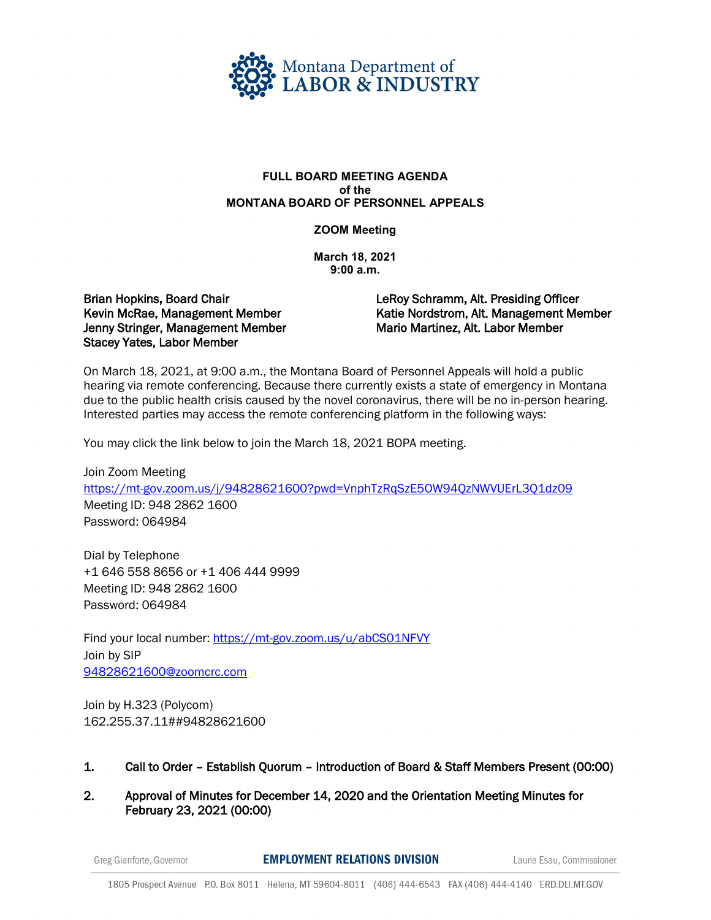Montana Department of LABOR & INDUSTRY

**FULL BOARD MEETING AGENDA**
**of the**
**MONTANA BOARD OF PERSONNEL APPEALS**

**ZOOM Meeting**

**March 18, 2021**
**9:00 a.m.**

Brian Hopkins, Board Chair
Kevin McRae, Management Member
Jenny Stringer, Management Member
Stacey Yates, Labor Member

LeRoy Schramm, Alt. Presiding Officer
Katie Nordstrom, Alt. Management Member
Mario Martinez, Alt. Labor Member

On March 18, 2021, at 9:00 a.m., the Montana Board of Personnel Appeals will hold a public hearing via remote conferencing. Because there currently exists a state of emergency in Montana due to the public health crisis caused by the novel coronavirus, there will be no in-person hearing. Interested parties may access the remote conferencing platform in the following ways:

You may click the link below to join the March 18, 2021 BOPA meeting.

Join Zoom Meeting
https://mt-gov.zoom.us/j/94828621600?pwd=VnphTzRqSzE5OW94QzNWVUErL3Q1dz09
Meeting ID: 948 2862 1600
Password: 064984

Dial by Telephone
+1 646 558 8656 or +1 406 444 9999
Meeting ID: 948 2862 1600
Password: 064984

Find your local number: https://mt-gov.zoom.us/u/abCS01NFVY
Join by SIP
94828621600@zoomcrc.com

Join by H.323 (Polycom)
162.255.37.11##94828621600

1. **Call to Order – Establish Quorum – Introduction of Board & Staff Members Present (00:00)**

2. **Approval of Minutes for December 14, 2020 and the Orientation Meeting Minutes for February 23, 2021 (00:00)**

Greg Gianforte, Governor | **EMPLOYMENT RELATIONS DIVISION** | Laurie Esau, Commissioner

1805 Prospect Avenue P.O. Box 8011 Helena, MT 59604-8011 (406) 444-6543 FAX (406) 444-4140 ERD.DLI.MT.GOV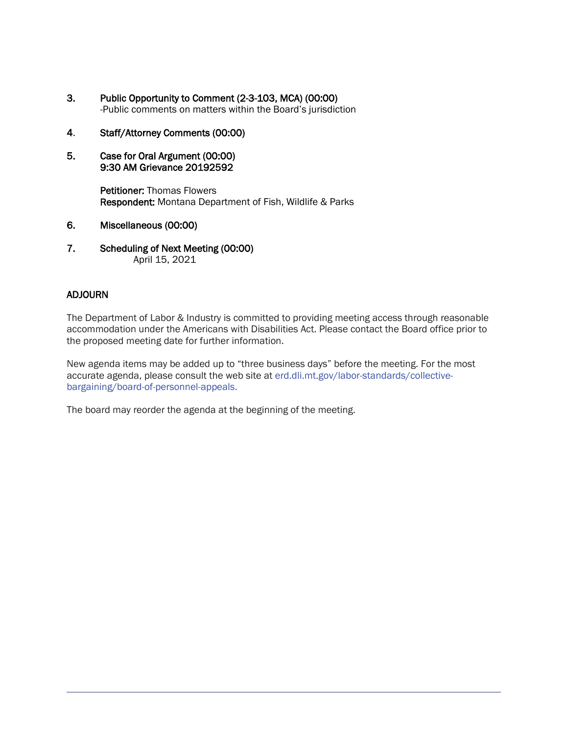3. **Public Opportunity to Comment (2-3-103, MCA) (00:00)**
   -Public comments on matters within the Board's jurisdiction

4. **Staff/Attorney Comments (00:00)**

5. **Case for Oral Argument (00:00)**
   **9:30 AM Grievance 20192592**

   **Petitioner:** Thomas Flowers
   **Respondent:** Montana Department of Fish, Wildlife & Parks

6. **Miscellaneous (00:00)**

7. **Scheduling of Next Meeting (00:00)**
   April 15, 2021

**ADJOURN**

The Department of Labor & Industry is committed to providing meeting access through reasonable accommodation under the Americans with Disabilities Act. Please contact the Board office prior to the proposed meeting date for further information.

New agenda items may be added up to "three business days" before the meeting. For the most accurate agenda, please consult the web site at erd.dli.mt.gov/labor-standards/collective-bargaining/board-of-personnel-appeals.

The board may reorder the agenda at the beginning of the meeting.